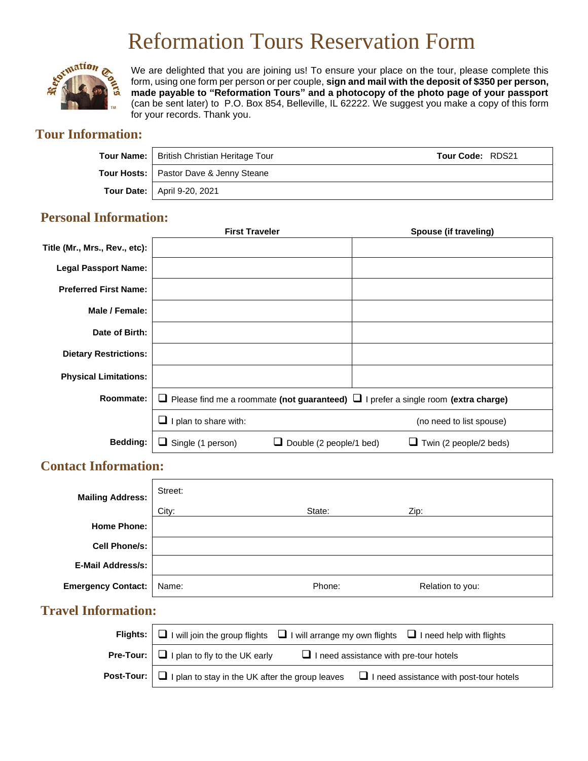# Reformation Tours Reservation Form

We are delighted that you are joining us! To ensure your place on the tour, please complete this form, using one form per person or per couple, **sign and mail with the deposit of $350 per person, made payable to "Reformation Tours" and a photocopy of the photo page of your passport** (can be sent later) to P.O. Box 854, Belleville, IL 62222. We suggest you make a copy of this form for your records. Thank you.

## Tour Information:

| | | |
|---|---|---|
| **Tour Name:** | British Christian Heritage Tour | **Tour Code:** RDS21 |
| **Tour Hosts:** | Pastor Dave & Jenny Steane | |
| **Tour Date:** | April 9-20, 2021 | |

## Personal Information:

| | **First Traveler** | **Spouse (if traveling)** |
|---|---|---|
| **Title (Mr., Mrs., Rev., etc):** | | |
| **Legal Passport Name:** | | |
| **Preferred First Name:** | | |
| **Male / Female:** | | |
| **Date of Birth:** | | |
| **Dietary Restrictions:** | | |
| **Physical Limitations:** | | |

| | | | |
|---|---|---|---|
| **Roommate:** | ❑ Please find me a roommate **(not guaranteed)** | ❑ I prefer a single room **(extra charge)** | |
| | ❑ I plan to share with: | | (no need to list spouse) |
| **Bedding:** | ❑ Single (1 person) | ❑ Double (2 people/1 bed) | ❑ Twin (2 people/2 beds) |

## Contact Information:

| | | | |
|---|---|---|---|
| **Mailing Address:** | Street: | | |
| | City: | State: | Zip: |
| **Home Phone:** | | | |
| **Cell Phone/s:** | | | |
| **E-Mail Address/s:** | | | |
| **Emergency Contact:** | Name: | Phone: | Relation to you: |

## Travel Information:

| | | | |
|---|---|---|---|
| **Flights:** | ❑ I will join the group flights | ❑ I will arrange my own flights | ❑ I need help with flights |
| **Pre-Tour:** | ❑ I plan to fly to the UK early | ❑ I need assistance with pre-tour hotels | |
| **Post-Tour:** | ❑ I plan to stay in the UK after the group leaves | ❑ I need assistance with post-tour hotels | |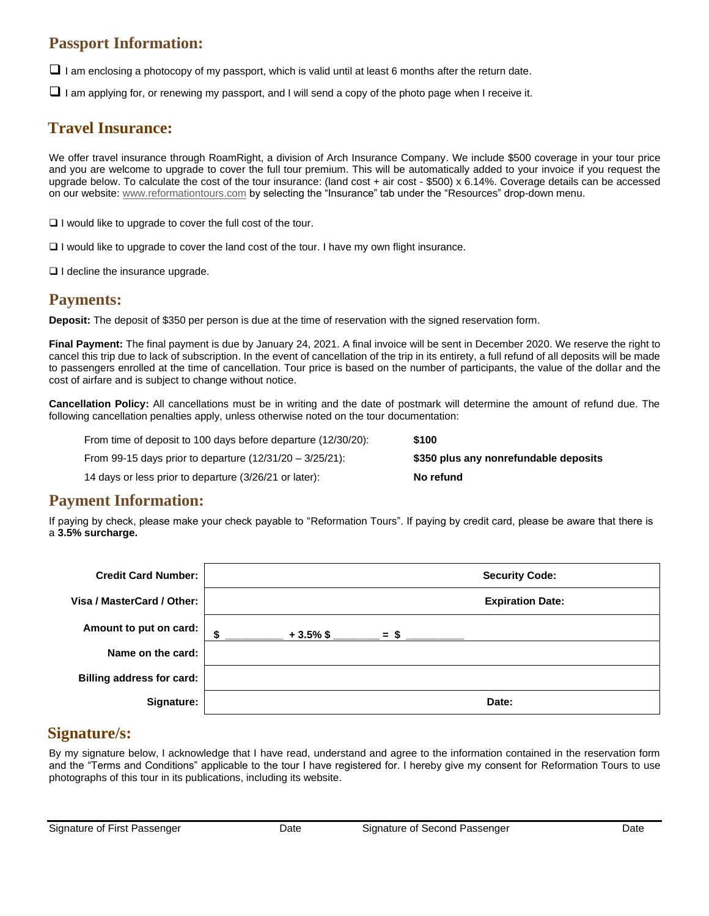## Passport Information:

❑ I am enclosing a photocopy of my passport, which is valid until at least 6 months after the return date.

❑ I am applying for, or renewing my passport, and I will send a copy of the photo page when I receive it.

## Travel Insurance:

We offer travel insurance through RoamRight, a division of Arch Insurance Company. We include $500 coverage in your tour price and you are welcome to upgrade to cover the full tour premium. This will be automatically added to your invoice if you request the upgrade below. To calculate the cost of the tour insurance: (land cost + air cost - $500) x 6.14%. Coverage details can be accessed on our website: www.reformationtours.com by selecting the "Insurance" tab under the "Resources" drop-down menu.

❑ I would like to upgrade to cover the full cost of the tour.

❑ I would like to upgrade to cover the land cost of the tour. I have my own flight insurance.

❑ I decline the insurance upgrade.

## Payments:

**Deposit:** The deposit of $350 per person is due at the time of reservation with the signed reservation form.

**Final Payment:** The final payment is due by January 24, 2021. A final invoice will be sent in December 2020. We reserve the right to cancel this trip due to lack of subscription. In the event of cancellation of the trip in its entirety, a full refund of all deposits will be made to passengers enrolled at the time of cancellation. Tour price is based on the number of participants, the value of the dollar and the cost of airfare and is subject to change without notice.

**Cancellation Policy:** All cancellations must be in writing and the date of postmark will determine the amount of refund due. The following cancellation penalties apply, unless otherwise noted on the tour documentation:

| | |
|---|---|
| From time of deposit to 100 days before departure (12/30/20): | **$100** |
| From 99-15 days prior to departure (12/31/20 – 3/25/21): | **$350 plus any nonrefundable deposits** |
| 14 days or less prior to departure (3/26/21 or later): | **No refund** |

## Payment Information:

If paying by check, please make your check payable to "Reformation Tours". If paying by credit card, please be aware that there is a **3.5% surcharge.**

| | | |
|---|---|---|
| **Credit Card Number:** | | **Security Code:** |
| **Visa / MasterCard / Other:** | | **Expiration Date:** |
| **Amount to put on card:** | **$ _________ + 3.5% $ _______ = $ _________** | |
| **Name on the card:** | | |
| **Billing address for card:** | | |
| **Signature:** | | **Date:** |

## Signature/s:

By my signature below, I acknowledge that I have read, understand and agree to the information contained in the reservation form and the "Terms and Conditions" applicable to the tour I have registered for. I hereby give my consent for Reformation Tours to use photographs of this tour in its publications, including its website.

Signature of First Passenger　　Date　　Signature of Second Passenger　　Date